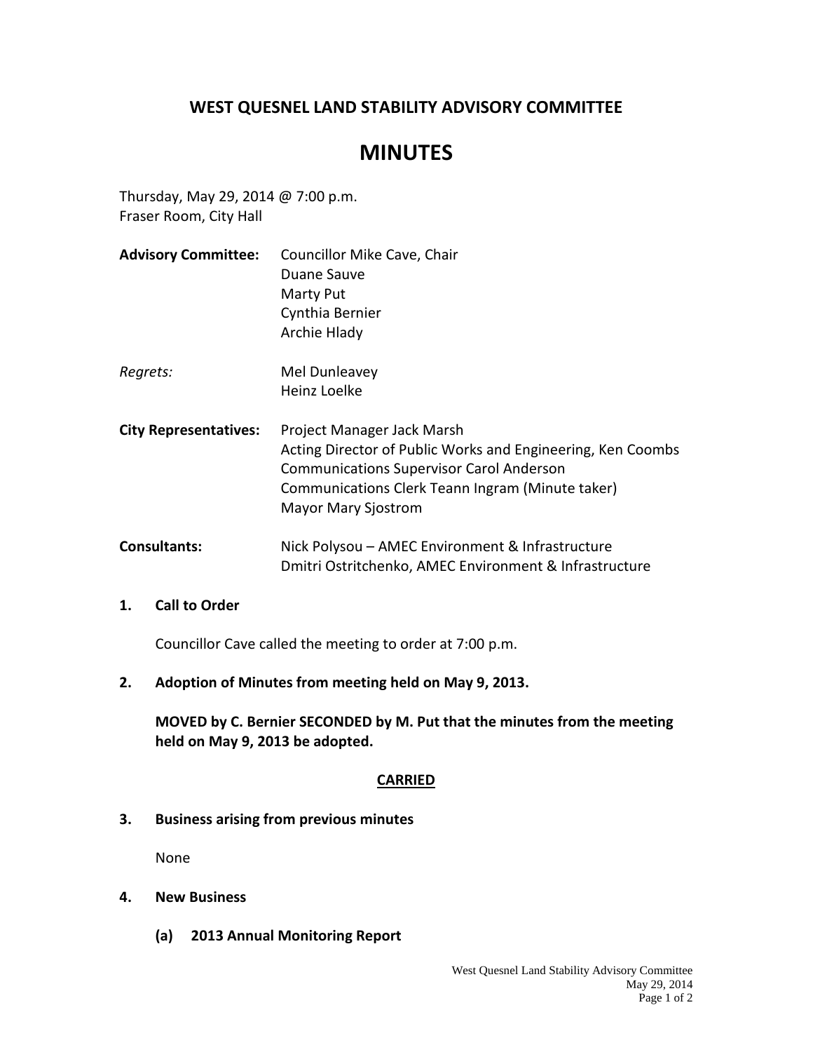## WEST QUESNEL LAND STABILITY ADVISORY COMMITTEE

# MINUTES

Thursday, May 29, 2014 @ 7:00 p.m.
Fraser Room, City Hall

| | |
|---|---|
| **Advisory Committee:** | Councillor Mike Cave, Chair<br>Duane Sauve<br>Marty Put<br>Cynthia Bernier<br>Archie Hlady |
| *Regrets:* | Mel Dunleavey<br>Heinz Loelke |
| **City Representatives:** | Project Manager Jack Marsh<br>Acting Director of Public Works and Engineering, Ken Coombs<br>Communications Supervisor Carol Anderson<br>Communications Clerk Teann Ingram (Minute taker)<br>Mayor Mary Sjostrom |
| **Consultants:** | Nick Polysou – AMEC Environment & Infrastructure<br>Dmitri Ostritchenko, AMEC Environment & Infrastructure |

### 1. Call to Order

Councillor Cave called the meeting to order at 7:00 p.m.

### 2. Adoption of Minutes from meeting held on May 9, 2013.

**MOVED by C. Bernier SECONDED by M. Put that the minutes from the meeting held on May 9, 2013 be adopted.**

**CARRIED**

### 3. Business arising from previous minutes

None

### 4. New Business

#### (a) 2013 Annual Monitoring Report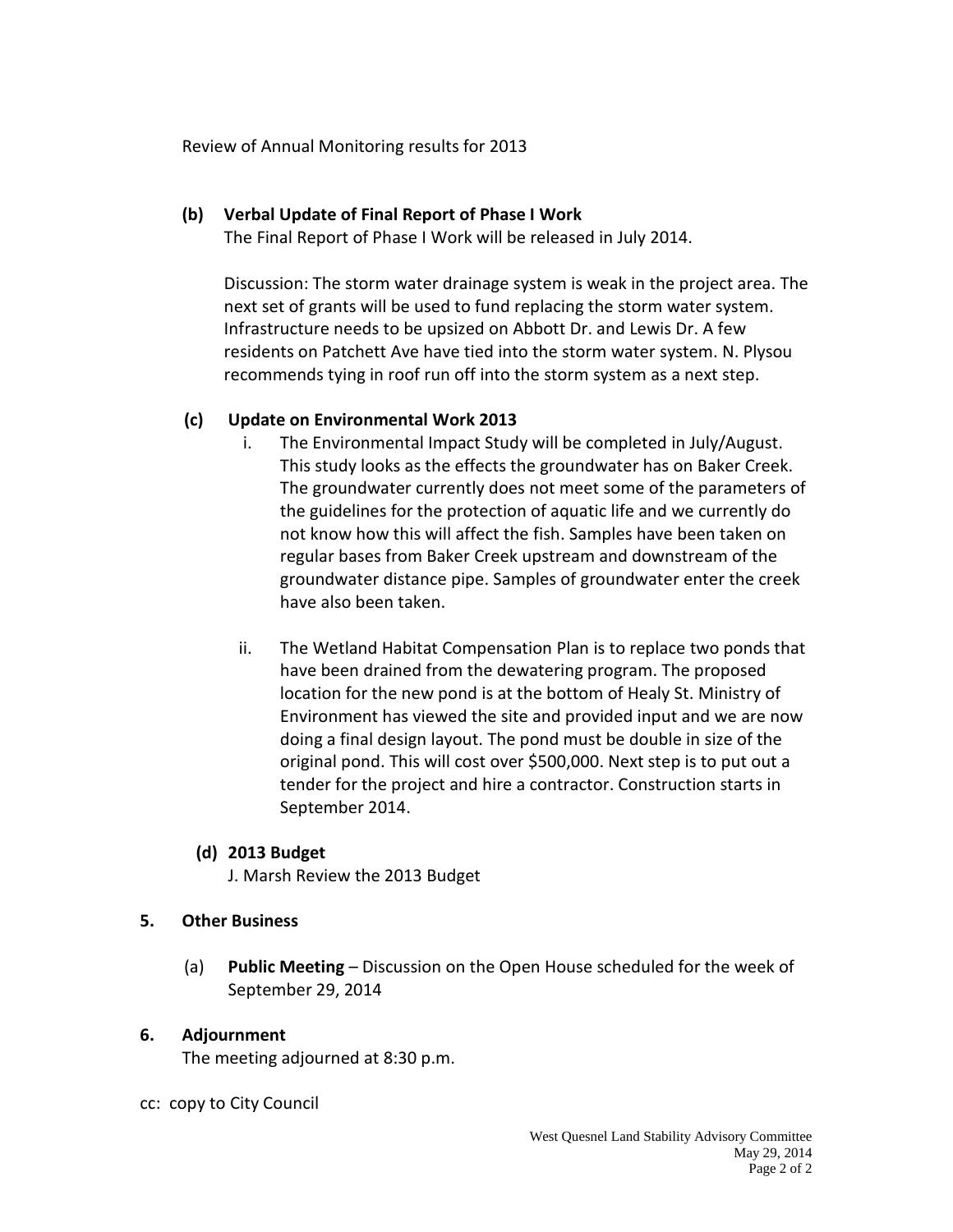Review of Annual Monitoring results for 2013

**(b) Verbal Update of Final Report of Phase I Work**

The Final Report of Phase I Work will be released in July 2014.

Discussion: The storm water drainage system is weak in the project area. The next set of grants will be used to fund replacing the storm water system. Infrastructure needs to be upsized on Abbott Dr. and Lewis Dr. A few residents on Patchett Ave have tied into the storm water system. N. Plysou recommends tying in roof run off into the storm system as a next step.

**(c) Update on Environmental Work 2013**

i. The Environmental Impact Study will be completed in July/August. This study looks as the effects the groundwater has on Baker Creek. The groundwater currently does not meet some of the parameters of the guidelines for the protection of aquatic life and we currently do not know how this will affect the fish. Samples have been taken on regular bases from Baker Creek upstream and downstream of the groundwater distance pipe. Samples of groundwater enter the creek have also been taken.

ii. The Wetland Habitat Compensation Plan is to replace two ponds that have been drained from the dewatering program. The proposed location for the new pond is at the bottom of Healy St. Ministry of Environment has viewed the site and provided input and we are now doing a final design layout. The pond must be double in size of the original pond. This will cost over $500,000. Next step is to put out a tender for the project and hire a contractor. Construction starts in September 2014.

**(d) 2013 Budget**

J. Marsh Review the 2013 Budget

**5. Other Business**

(a) **Public Meeting** – Discussion on the Open House scheduled for the week of September 29, 2014

**6. Adjournment**

The meeting adjourned at 8:30 p.m.

cc: copy to City Council